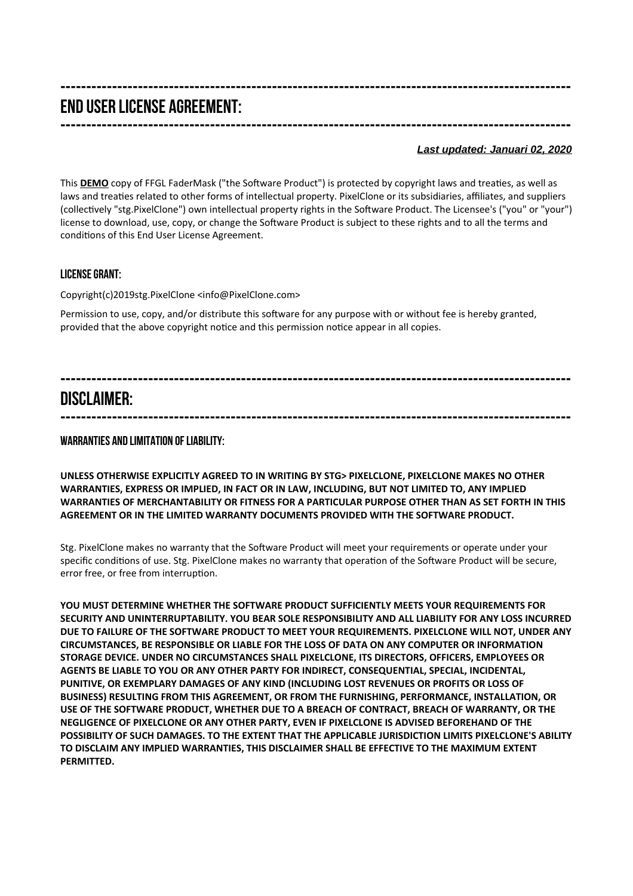-----------------------------------------------------------------------------------------------

# END USER LICENSE AGREEMENT:

-----------------------------------------------------------------------------------------------

***Last updated: Januari 02, 2020***

This **DEMO** copy of FFGL FaderMask ("the Software Product") is protected by copyright laws and treaties, as well as laws and treaties related to other forms of intellectual property. PixelClone or its subsidiaries, affiliates, and suppliers (collectively "stg.PixelClone") own intellectual property rights in the Software Product. The Licensee's ("you" or "your") license to download, use, copy, or change the Software Product is subject to these rights and to all the terms and conditions of this End User License Agreement.

### LICENSE GRANT:

Copyright(c)2019stg.PixelClone <info@PixelClone.com>

Permission to use, copy, and/or distribute this software for any purpose with or without fee is hereby granted, provided that the above copyright notice and this permission notice appear in all copies.

-----------------------------------------------------------------------------------------------

# DISCLAIMER:

-----------------------------------------------------------------------------------------------

### WARRANTIES AND LIMITATION OF LIABILITY:

**UNLESS OTHERWISE EXPLICITLY AGREED TO IN WRITING BY STG> PIXELCLONE, PIXELCLONE MAKES NO OTHER WARRANTIES, EXPRESS OR IMPLIED, IN FACT OR IN LAW, INCLUDING, BUT NOT LIMITED TO, ANY IMPLIED WARRANTIES OF MERCHANTABILITY OR FITNESS FOR A PARTICULAR PURPOSE OTHER THAN AS SET FORTH IN THIS AGREEMENT OR IN THE LIMITED WARRANTY DOCUMENTS PROVIDED WITH THE SOFTWARE PRODUCT.**

Stg. PixelClone makes no warranty that the Software Product will meet your requirements or operate under your specific conditions of use. Stg. PixelClone makes no warranty that operation of the Software Product will be secure, error free, or free from interruption.

**YOU MUST DETERMINE WHETHER THE SOFTWARE PRODUCT SUFFICIENTLY MEETS YOUR REQUIREMENTS FOR SECURITY AND UNINTERRUPTABILITY. YOU BEAR SOLE RESPONSIBILITY AND ALL LIABILITY FOR ANY LOSS INCURRED DUE TO FAILURE OF THE SOFTWARE PRODUCT TO MEET YOUR REQUIREMENTS. PIXELCLONE WILL NOT, UNDER ANY CIRCUMSTANCES, BE RESPONSIBLE OR LIABLE FOR THE LOSS OF DATA ON ANY COMPUTER OR INFORMATION STORAGE DEVICE. UNDER NO CIRCUMSTANCES SHALL PIXELCLONE, ITS DIRECTORS, OFFICERS, EMPLOYEES OR AGENTS BE LIABLE TO YOU OR ANY OTHER PARTY FOR INDIRECT, CONSEQUENTIAL, SPECIAL, INCIDENTAL, PUNITIVE, OR EXEMPLARY DAMAGES OF ANY KIND (INCLUDING LOST REVENUES OR PROFITS OR LOSS OF BUSINESS) RESULTING FROM THIS AGREEMENT, OR FROM THE FURNISHING, PERFORMANCE, INSTALLATION, OR USE OF THE SOFTWARE PRODUCT, WHETHER DUE TO A BREACH OF CONTRACT, BREACH OF WARRANTY, OR THE NEGLIGENCE OF PIXELCLONE OR ANY OTHER PARTY, EVEN IF PIXELCLONE IS ADVISED BEFOREHAND OF THE POSSIBILITY OF SUCH DAMAGES. TO THE EXTENT THAT THE APPLICABLE JURISDICTION LIMITS PIXELCLONE'S ABILITY TO DISCLAIM ANY IMPLIED WARRANTIES, THIS DISCLAIMER SHALL BE EFFECTIVE TO THE MAXIMUM EXTENT PERMITTED.**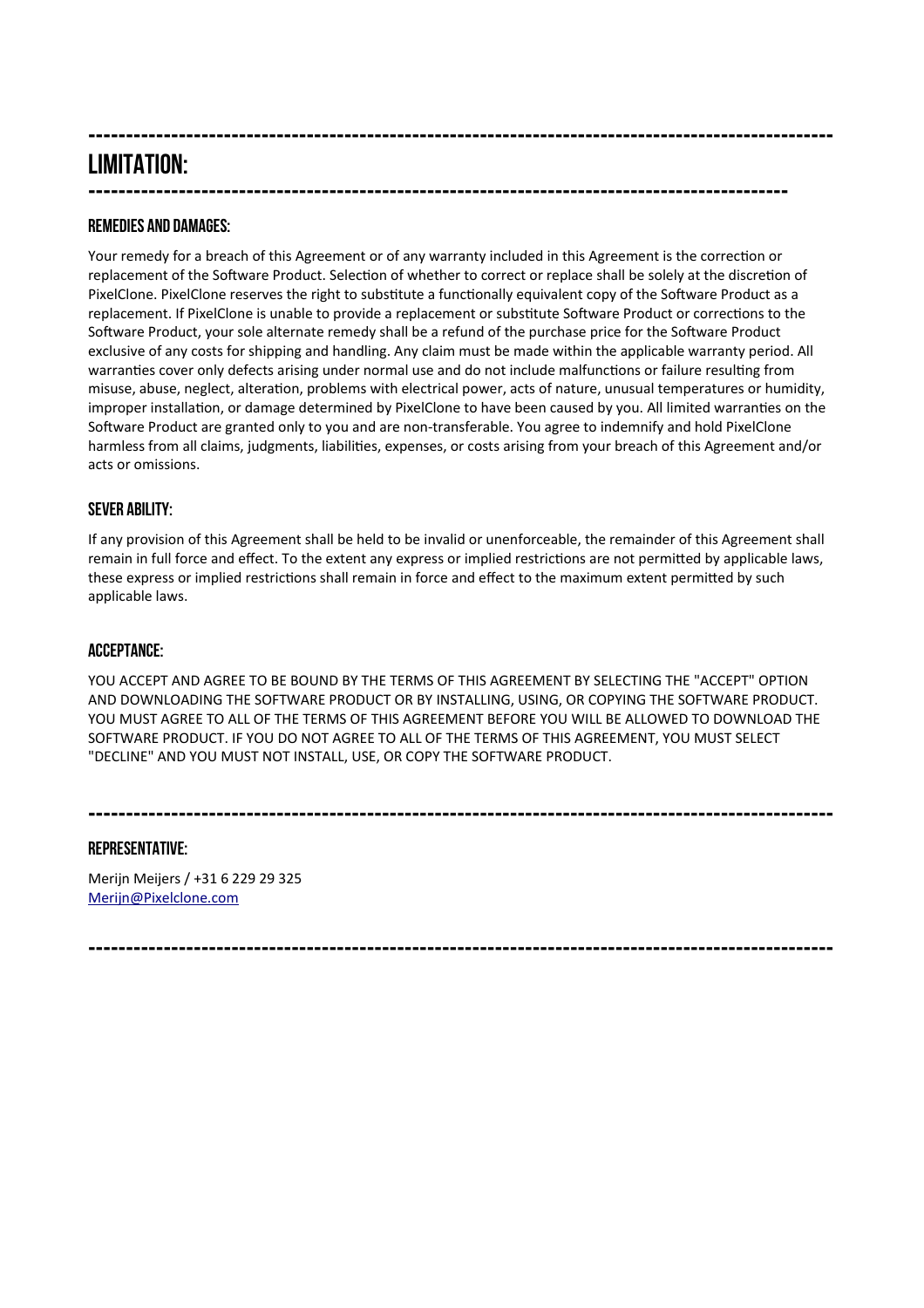# LIMITATION:

### REMEDIES AND DAMAGES:

Your remedy for a breach of this Agreement or of any warranty included in this Agreement is the correction or replacement of the Software Product. Selection of whether to correct or replace shall be solely at the discretion of PixelClone. PixelClone reserves the right to substitute a functionally equivalent copy of the Software Product as a replacement. If PixelClone is unable to provide a replacement or substitute Software Product or corrections to the Software Product, your sole alternate remedy shall be a refund of the purchase price for the Software Product exclusive of any costs for shipping and handling. Any claim must be made within the applicable warranty period. All warranties cover only defects arising under normal use and do not include malfunctions or failure resulting from misuse, abuse, neglect, alteration, problems with electrical power, acts of nature, unusual temperatures or humidity, improper installation, or damage determined by PixelClone to have been caused by you. All limited warranties on the Software Product are granted only to you and are non-transferable. You agree to indemnify and hold PixelClone harmless from all claims, judgments, liabilities, expenses, or costs arising from your breach of this Agreement and/or acts or omissions.

### SEVER ABILITY:

If any provision of this Agreement shall be held to be invalid or unenforceable, the remainder of this Agreement shall remain in full force and effect. To the extent any express or implied restrictions are not permitted by applicable laws, these express or implied restrictions shall remain in force and effect to the maximum extent permitted by such applicable laws.

### ACCEPTANCE:

YOU ACCEPT AND AGREE TO BE BOUND BY THE TERMS OF THIS AGREEMENT BY SELECTING THE "ACCEPT" OPTION AND DOWNLOADING THE SOFTWARE PRODUCT OR BY INSTALLING, USING, OR COPYING THE SOFTWARE PRODUCT. YOU MUST AGREE TO ALL OF THE TERMS OF THIS AGREEMENT BEFORE YOU WILL BE ALLOWED TO DOWNLOAD THE SOFTWARE PRODUCT. IF YOU DO NOT AGREE TO ALL OF THE TERMS OF THIS AGREEMENT, YOU MUST SELECT "DECLINE" AND YOU MUST NOT INSTALL, USE, OR COPY THE SOFTWARE PRODUCT.

---

### REPRESENTATIVE:

Merijn Meijers / +31 6 229 29 325
Merijn@Pixelclone.com

---